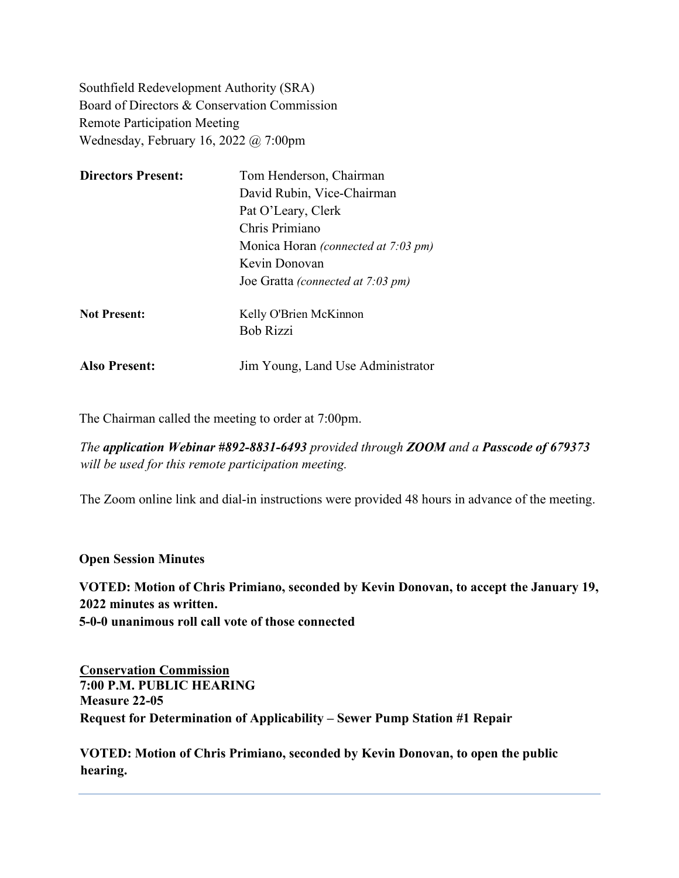Southfield Redevelopment Authority (SRA)
Board of Directors & Conservation Commission
Remote Participation Meeting
Wednesday, February 16, 2022 @ 7:00pm

| | |
|---|---|
| **Directors Present:** | Tom Henderson, Chairman<br>David Rubin, Vice-Chairman<br>Pat O'Leary, Clerk<br>Chris Primiano<br>Monica Horan *(connected at 7:03 pm)*<br>Kevin Donovan<br>Joe Gratta *(connected at 7:03 pm)* |
| **Not Present:** | Kelly O'Brien McKinnon<br>Bob Rizzi |
| **Also Present:** | Jim Young, Land Use Administrator |

The Chairman called the meeting to order at 7:00pm.

*The **application Webinar #892-8831-6493** provided through **ZOOM** and a **Passcode of 679373** will be used for this remote participation meeting.*

The Zoom online link and dial-in instructions were provided 48 hours in advance of the meeting.

**Open Session Minutes**

**VOTED: Motion of Chris Primiano, seconded by Kevin Donovan, to accept the January 19, 2022 minutes as written.**
**5-0-0 unanimous roll call vote of those connected**

<u>**Conservation Commission**</u>
**7:00 P.M. PUBLIC HEARING**
**Measure 22-05**
**Request for Determination of Applicability – Sewer Pump Station #1 Repair**

**VOTED: Motion of Chris Primiano, seconded by Kevin Donovan, to open the public hearing.**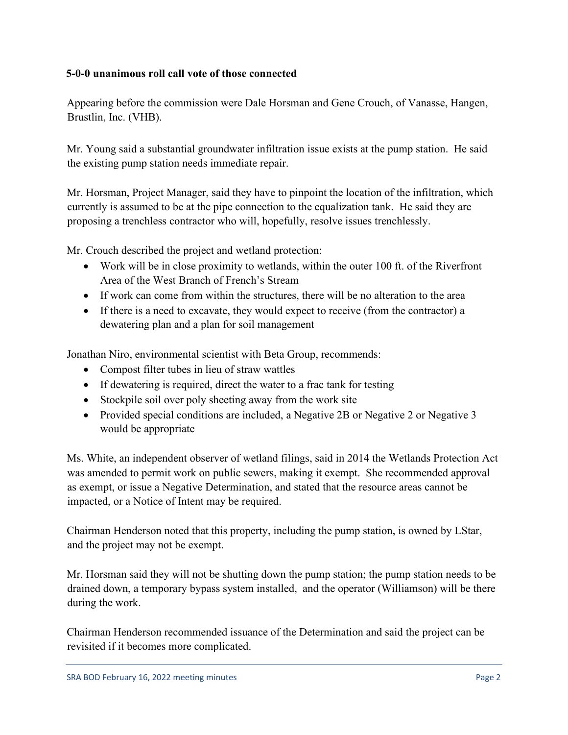**5-0-0 unanimous roll call vote of those connected**

Appearing before the commission were Dale Horsman and Gene Crouch, of Vanasse, Hangen, Brustlin, Inc. (VHB).

Mr. Young said a substantial groundwater infiltration issue exists at the pump station. He said the existing pump station needs immediate repair.

Mr. Horsman, Project Manager, said they have to pinpoint the location of the infiltration, which currently is assumed to be at the pipe connection to the equalization tank. He said they are proposing a trenchless contractor who will, hopefully, resolve issues trenchlessly.

Mr. Crouch described the project and wetland protection:

- Work will be in close proximity to wetlands, within the outer 100 ft. of the Riverfront Area of the West Branch of French's Stream
- If work can come from within the structures, there will be no alteration to the area
- If there is a need to excavate, they would expect to receive (from the contractor) a dewatering plan and a plan for soil management

Jonathan Niro, environmental scientist with Beta Group, recommends:

- Compost filter tubes in lieu of straw wattles
- If dewatering is required, direct the water to a frac tank for testing
- Stockpile soil over poly sheeting away from the work site
- Provided special conditions are included, a Negative 2B or Negative 2 or Negative 3 would be appropriate

Ms. White, an independent observer of wetland filings, said in 2014 the Wetlands Protection Act was amended to permit work on public sewers, making it exempt. She recommended approval as exempt, or issue a Negative Determination, and stated that the resource areas cannot be impacted, or a Notice of Intent may be required.

Chairman Henderson noted that this property, including the pump station, is owned by LStar, and the project may not be exempt.

Mr. Horsman said they will not be shutting down the pump station; the pump station needs to be drained down, a temporary bypass system installed, and the operator (Williamson) will be there during the work.

Chairman Henderson recommended issuance of the Determination and said the project can be revisited if it becomes more complicated.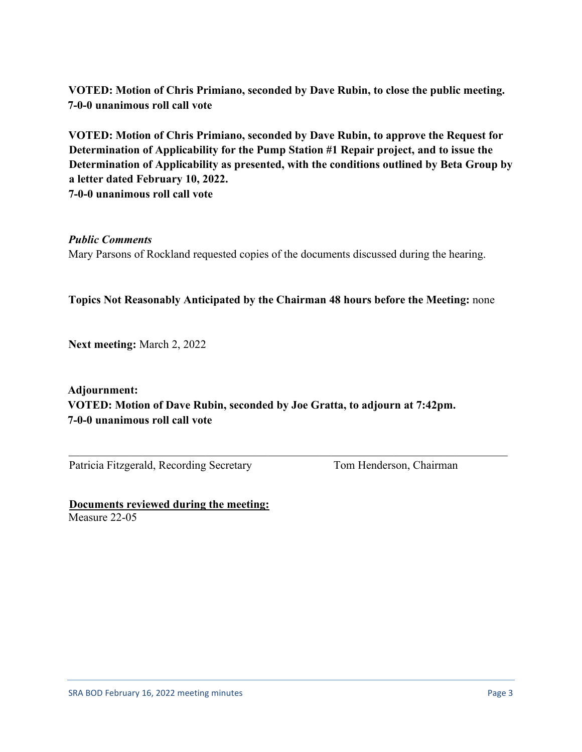**VOTED: Motion of Chris Primiano, seconded by Dave Rubin, to close the public meeting.**
**7-0-0 unanimous roll call vote**

**VOTED: Motion of Chris Primiano, seconded by Dave Rubin, to approve the Request for Determination of Applicability for the Pump Station #1 Repair project, and to issue the Determination of Applicability as presented, with the conditions outlined by Beta Group by a letter dated February 10, 2022.**
**7-0-0 unanimous roll call vote**

***Public Comments***
Mary Parsons of Rockland requested copies of the documents discussed during the hearing.

**Topics Not Reasonably Anticipated by the Chairman 48 hours before the Meeting:** none

**Next meeting:** March 2, 2022

**Adjournment:**
**VOTED: Motion of Dave Rubin, seconded by Joe Gratta, to adjourn at 7:42pm.**
**7-0-0 unanimous roll call vote**

---

Patricia Fitzgerald, Recording Secretary    Tom Henderson, Chairman

**Documents reviewed during the meeting:**
Measure 22-05